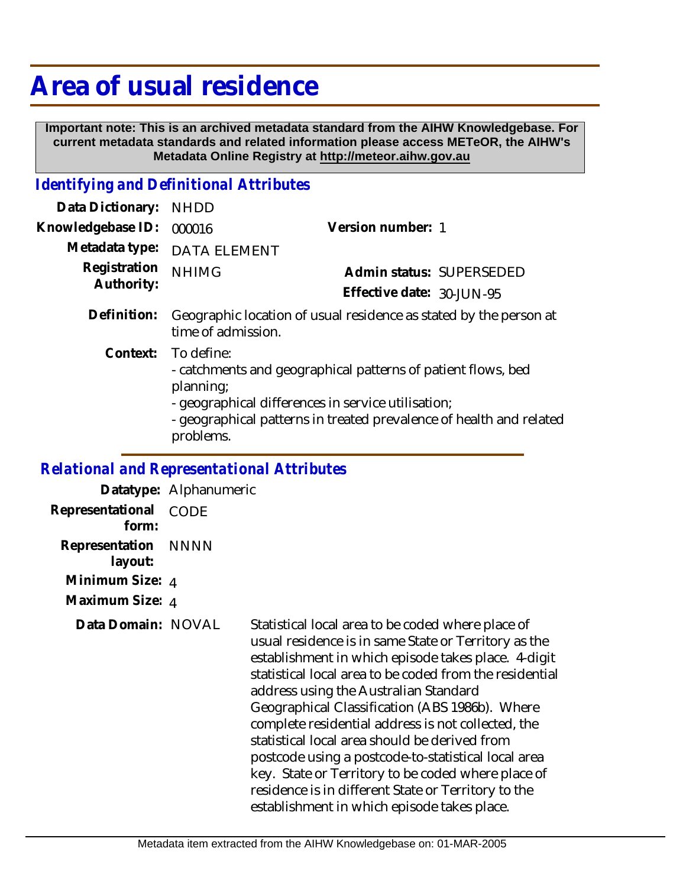# Area of usual residence

**Important note: This is an archived metadata standard from the AIHW Knowledgebase. For current metadata standards and related information please access METeOR, the AIHW's Metadata Online Registry at http://meteor.aihw.gov.au**

## *Identifying and Definitional Attributes*

**Data Dictionary:** NHDD

**Knowledgebase ID:** 000016

**Version number:** 1

**Metadata type:** DATA ELEMENT

**Registration Authority:** NHIMG

**Admin status:** SUPERSEDED

**Effective date:** 30-JUN-95

**Definition:** Geographic location of usual residence as stated by the person at time of admission.

**Context:** To define:
- catchments and geographical patterns of patient flows, bed planning;
- geographical differences in service utilisation;
- geographical patterns in treated prevalence of health and related problems.

## *Relational and Representational Attributes*

**Datatype:** Alphanumeric

**Representational form:** CODE

**Representation layout:** NNNN

**Minimum Size:** 4

**Maximum Size:** 4

**Data Domain:** NOVAL

Statistical local area to be coded where place of usual residence is in same State or Territory as the establishment in which episode takes place. 4-digit statistical local area to be coded from the residential address using the Australian Standard Geographical Classification (ABS 1986b). Where complete residential address is not collected, the statistical local area should be derived from postcode using a postcode-to-statistical local area key. State or Territory to be coded where place of residence is in different State or Territory to the establishment in which episode takes place.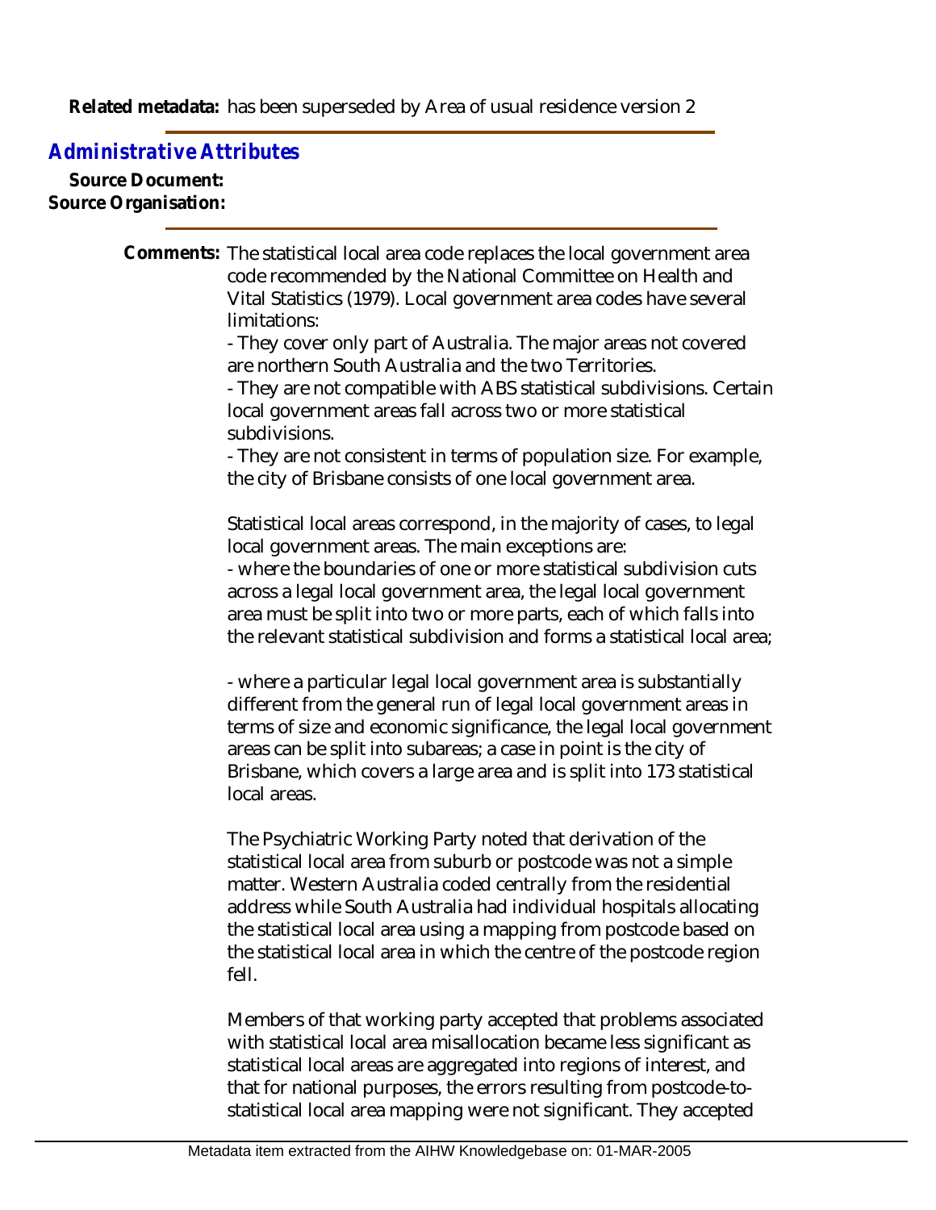**Related metadata:** has been superseded by Area of usual residence version 2

## Administrative Attributes

**Source Document:**

**Source Organisation:**

**Comments:** The statistical local area code replaces the local government area code recommended by the National Committee on Health and Vital Statistics (1979). Local government area codes have several limitations:

- They cover only part of Australia. The major areas not covered are northern South Australia and the two Territories.
- They are not compatible with ABS statistical subdivisions. Certain local government areas fall across two or more statistical subdivisions.
- They are not consistent in terms of population size. For example, the city of Brisbane consists of one local government area.

Statistical local areas correspond, in the majority of cases, to legal local government areas. The main exceptions are:

- where the boundaries of one or more statistical subdivision cuts across a legal local government area, the legal local government area must be split into two or more parts, each of which falls into the relevant statistical subdivision and forms a statistical local area;

- where a particular legal local government area is substantially different from the general run of legal local government areas in terms of size and economic significance, the legal local government areas can be split into subareas; a case in point is the city of Brisbane, which covers a large area and is split into 173 statistical local areas.

The Psychiatric Working Party noted that derivation of the statistical local area from suburb or postcode was not a simple matter. Western Australia coded centrally from the residential address while South Australia had individual hospitals allocating the statistical local area using a mapping from postcode based on the statistical local area in which the centre of the postcode region fell.

Members of that working party accepted that problems associated with statistical local area misallocation became less significant as statistical local areas are aggregated into regions of interest, and that for national purposes, the errors resulting from postcode-to-statistical local area mapping were not significant. They accepted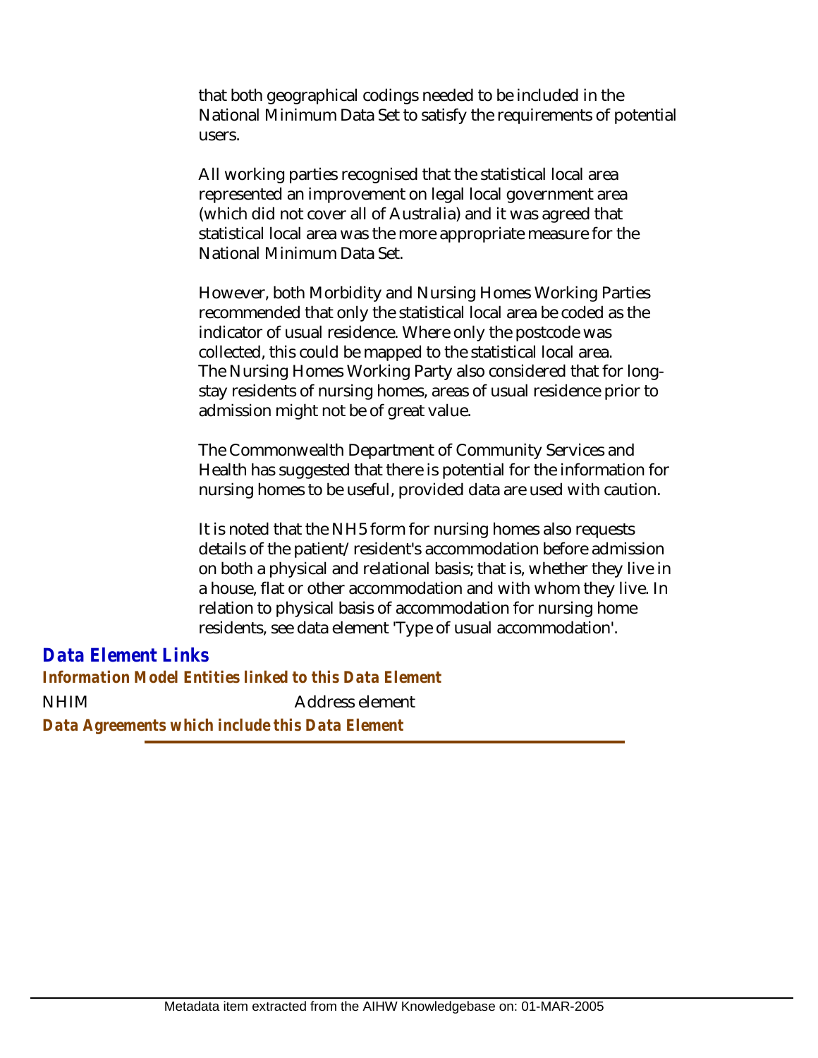that both geographical codings needed to be included in the National Minimum Data Set to satisfy the requirements of potential users.

All working parties recognised that the statistical local area represented an improvement on legal local government area (which did not cover all of Australia) and it was agreed that statistical local area was the more appropriate measure for the National Minimum Data Set.

However, both Morbidity and Nursing Homes Working Parties recommended that only the statistical local area be coded as the indicator of usual residence. Where only the postcode was collected, this could be mapped to the statistical local area. The Nursing Homes Working Party also considered that for long-stay residents of nursing homes, areas of usual residence prior to admission might not be of great value.

The Commonwealth Department of Community Services and Health has suggested that there is potential for the information for nursing homes to be useful, provided data are used with caution.

It is noted that the NH5 form for nursing homes also requests details of the patient/resident's accommodation before admission on both a physical and relational basis; that is, whether they live in a house, flat or other accommodation and with whom they live. In relation to physical basis of accommodation for nursing home residents, see data element 'Type of usual accommodation'.

## Data Element Links

### Information Model Entities linked to this Data Element

NHIM Address element

### Data Agreements which include this Data Element

Metadata item extracted from the AIHW Knowledgebase on: 01-MAR-2005